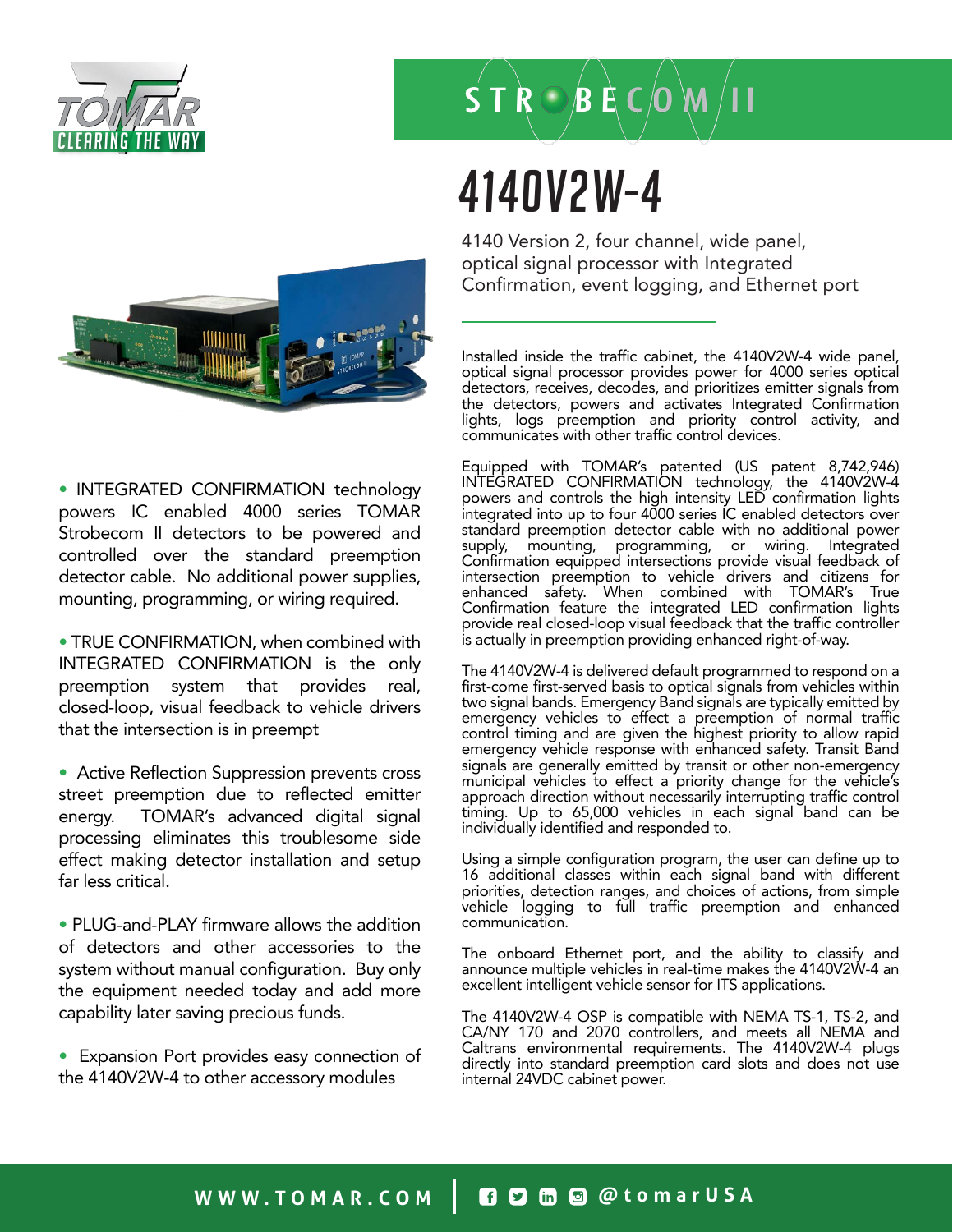TOMAR CLEARING THE WAY

STROBECOM II

# 4140V2W-4

4140 Version 2, four channel, wide panel, optical signal processor with Integrated Confirmation, event logging, and Ethernet port

- INTEGRATED CONFIRMATION technology powers IC enabled 4000 series TOMAR Strobecom II detectors to be powered and controlled over the standard preemption detector cable. No additional power supplies, mounting, programming, or wiring required.

- TRUE CONFIRMATION, when combined with INTEGRATED CONFIRMATION is the only preemption system that provides real, closed-loop, visual feedback to vehicle drivers that the intersection is in preempt

- Active Reflection Suppression prevents cross street preemption due to reflected emitter energy. TOMAR's advanced digital signal processing eliminates this troublesome side effect making detector installation and setup far less critical.

- PLUG-and-PLAY firmware allows the addition of detectors and other accessories to the system without manual configuration. Buy only the equipment needed today and add more capability later saving precious funds.

- Expansion Port provides easy connection of the 4140V2W-4 to other accessory modules

Installed inside the traffic cabinet, the 4140V2W-4 wide panel, optical signal processor provides power for 4000 series optical detectors, receives, decodes, and prioritizes emitter signals from the detectors, powers and activates Integrated Confirmation lights, logs preemption and priority control activity, and communicates with other traffic control devices.

Equipped with TOMAR's patented (US patent 8,742,946) INTEGRATED CONFIRMATION technology, the 4140V2W-4 powers and controls the high intensity LED confirmation lights integrated into up to four 4000 series IC enabled detectors over standard preemption detector cable with no additional power supply, mounting, programming, or wiring. Integrated Confirmation equipped intersections provide visual feedback of intersection preemption to vehicle drivers and citizens for enhanced safety. When combined with TOMAR's True Confirmation feature the integrated LED confirmation lights provide real closed-loop visual feedback that the traffic controller is actually in preemption providing enhanced right-of-way.

The 4140V2W-4 is delivered default programmed to respond on a first-come first-served basis to optical signals from vehicles within two signal bands. Emergency Band signals are typically emitted by emergency vehicles to effect a preemption of normal traffic control timing and are given the highest priority to allow rapid emergency vehicle response with enhanced safety. Transit Band signals are generally emitted by transit or other non-emergency municipal vehicles to effect a priority change for the vehicle's approach direction without necessarily interrupting traffic control timing. Up to 65,000 vehicles in each signal band can be individually identified and responded to.

Using a simple configuration program, the user can define up to 16 additional classes within each signal band with different priorities, detection ranges, and choices of actions, from simple vehicle logging to full traffic preemption and enhanced communication.

The onboard Ethernet port, and the ability to classify and announce multiple vehicles in real-time makes the 4140V2W-4 an excellent intelligent vehicle sensor for ITS applications.

The 4140V2W-4 OSP is compatible with NEMA TS-1, TS-2, and CA/NY 170 and 2070 controllers, and meets all NEMA and Caltrans environmental requirements. The 4140V2W-4 plugs directly into standard preemption card slots and does not use internal 24VDC cabinet power.

WWW.TOMAR.COM | @tomarUSA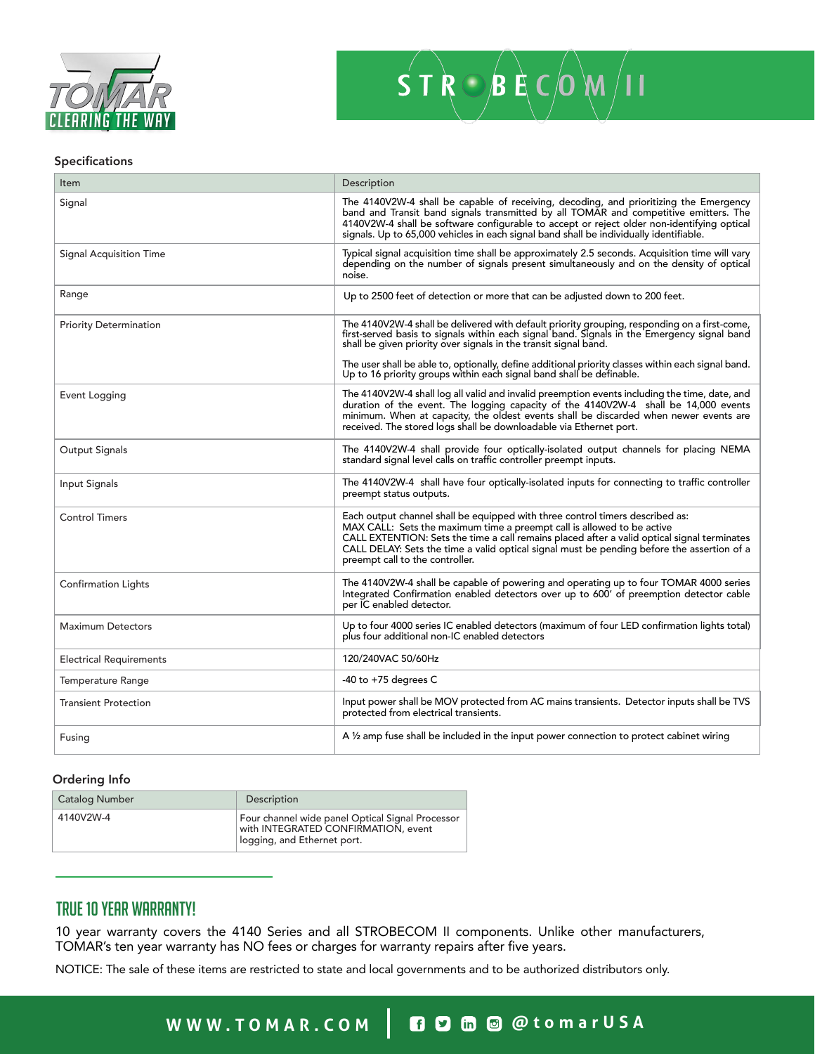TOMAR CLEARING THE WAY

STROBECOM II

## Specifications

| Item | Description |
|---|---|
| Signal | The 4140V2W-4 shall be capable of receiving, decoding, and prioritizing the Emergency band and Transit band signals transmitted by all TOMAR and competitive emitters. The 4140V2W-4 shall be software configurable to accept or reject older non-identifying optical signals. Up to 65,000 vehicles in each signal band shall be individually identifiable. |
| Signal Acquisition Time | Typical signal acquisition time shall be approximately 2.5 seconds. Acquisition time will vary depending on the number of signals present simultaneously and on the density of optical noise. |
| Range | Up to 2500 feet of detection or more that can be adjusted down to 200 feet. |
| Priority Determination | The 4140V2W-4 shall be delivered with default priority grouping, responding on a first-come, first-served basis to signals within each signal band. Signals in the Emergency signal band shall be given priority over signals in the transit signal band.<br><br>The user shall be able to, optionally, define additional priority classes within each signal band. Up to 16 priority groups within each signal band shall be definable. |
| Event Logging | The 4140V2W-4 shall log all valid and invalid preemption events including the time, date, and duration of the event. The logging capacity of the 4140V2W-4 shall be 14,000 events minimum. When at capacity, the oldest events shall be discarded when newer events are received. The stored logs shall be downloadable via Ethernet port. |
| Output Signals | The 4140V2W-4 shall provide four optically-isolated output channels for placing NEMA standard signal level calls on traffic controller preempt inputs. |
| Input Signals | The 4140V2W-4 shall have four optically-isolated inputs for connecting to traffic controller preempt status outputs. |
| Control Timers | Each output channel shall be equipped with three control timers described as:<br>MAX CALL: Sets the maximum time a preempt call is allowed to be active<br>CALL EXTENTION: Sets the time a call remains placed after a valid optical signal terminates<br>CALL DELAY: Sets the time a valid optical signal must be pending before the assertion of a preempt call to the controller. |
| Confirmation Lights | The 4140V2W-4 shall be capable of powering and operating up to four TOMAR 4000 series Integrated Confirmation enabled detectors over up to 600' of preemption detector cable per IC enabled detector. |
| Maximum Detectors | Up to four 4000 series IC enabled detectors (maximum of four LED confirmation lights total) plus four additional non-IC enabled detectors |
| Electrical Requirements | 120/240VAC 50/60Hz |
| Temperature Range | -40 to +75 degrees C |
| Transient Protection | Input power shall be MOV protected from AC mains transients. Detector inputs shall be TVS protected from electrical transients. |
| Fusing | A ½ amp fuse shall be included in the input power connection to protect cabinet wiring |

## Ordering Info

| Catalog Number | Description |
|---|---|
| 4140V2W-4 | Four channel wide panel Optical Signal Processor with INTEGRATED CONFIRMATION, event logging, and Ethernet port. |

## TRUE 10 YEAR WARRANTY!

10 year warranty covers the 4140 Series and all STROBECOM II components. Unlike other manufacturers, TOMAR's ten year warranty has NO fees or charges for warranty repairs after five years.

NOTICE: The sale of these items are restricted to state and local governments and to be authorized distributors only.

WWW.TOMAR.COM | @tomarUSA